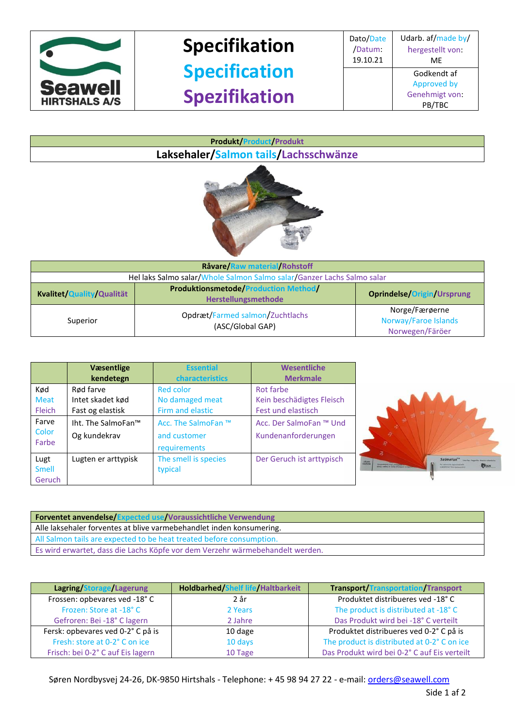| Seawell HIRTSHALS A/S | Specifikation<br>Specification<br>Spezifikation | Dato/Date /Datum: 19.10.21 | Udarb. af/made by/ hergestellt von: ME |
| --- | --- | --- | --- |
| | | | Godkendt af Approved by Genehmigt von: PB/TBC |

| Produkt/Product/Produkt |
| --- |
| **Laksehaler/Salmon tails/Lachsschwänze** |

| Råvare/Raw material/Rohstoff | | |
| --- | --- | --- |
| Hel laks Salmo salar/Whole Salmon Salmo salar/Ganzer Lachs Salmo salar | | |
| **Kvalitet/Quality/Qualität** | **Produktionsmetode/Production Method/ Herstellungsmethode** | **Oprindelse/Origin/Ursprung** |
| Superior | Opdræt/Farmed salmon/Zuchtlachs (ASC/Global GAP) | Norge/Færøerne Norway/Faroe Islands Norwegen/Färöer |

| | Væsentlige kendetegn | Essential characteristics | Wesentliche Merkmale |
| --- | --- | --- | --- |
| Kød Meat Fleich | Rød farve<br>Intet skadet kød<br>Fast og elastisk | Red color<br>No damaged meat<br>Firm and elastic | Rot farbe<br>Kein beschädigtes Fleisch<br>Fest und elastisch |
| Farve Color Farbe | Iht. The SalmoFan™ Og kundekrav | Acc. The SalmoFan ™ and customer requirements | Acc. Der SalmoFan ™ Und Kundenanforderungen |
| Lugt Smell Geruch | Lugten er arttypisk | The smell is species typical | Der Geruch ist arttypisch |

| Forventet anvendelse/Expected use/Voraussichtliche Verwendung |
| --- |
| Alle laksehaler forventes at blive varmebehandlet inden konsumering. |
| All Salmon tails are expected to be heat treated before consumption. |
| Es wird erwartet, dass die Lachs Köpfe vor dem Verzehr wärmebehandelt werden. |

| Lagring/Storage/Lagerung | Holdbarhed/Shelf life/Haltbarkeit | Transport/Transportation/Transport |
| --- | --- | --- |
| Frossen: opbevares ved -18° C<br>Frozen: Store at -18° C<br>Gefroren: Bei -18° C lagern | 2 år<br>2 Years<br>2 Jahre | Produktet distribueres ved -18° C<br>The product is distributed at -18° C<br>Das Produkt wird bei -18° C verteilt |
| Fersk: opbevares ved 0-2° C på is<br>Fresh: store at 0-2° C on ice<br>Frisch: bei 0-2° C auf Eis lagern | 10 dage<br>10 days<br>10 Tage | Produktet distribueres ved 0-2° C på is<br>The product is distributed at 0-2° C on ice<br>Das Produkt wird bei 0-2° C auf Eis verteilt |

Søren Nordbysvej 24-26, DK-9850 Hirtshals - Telephone: + 45 98 94 27 22 - e-mail: orders@seawell.com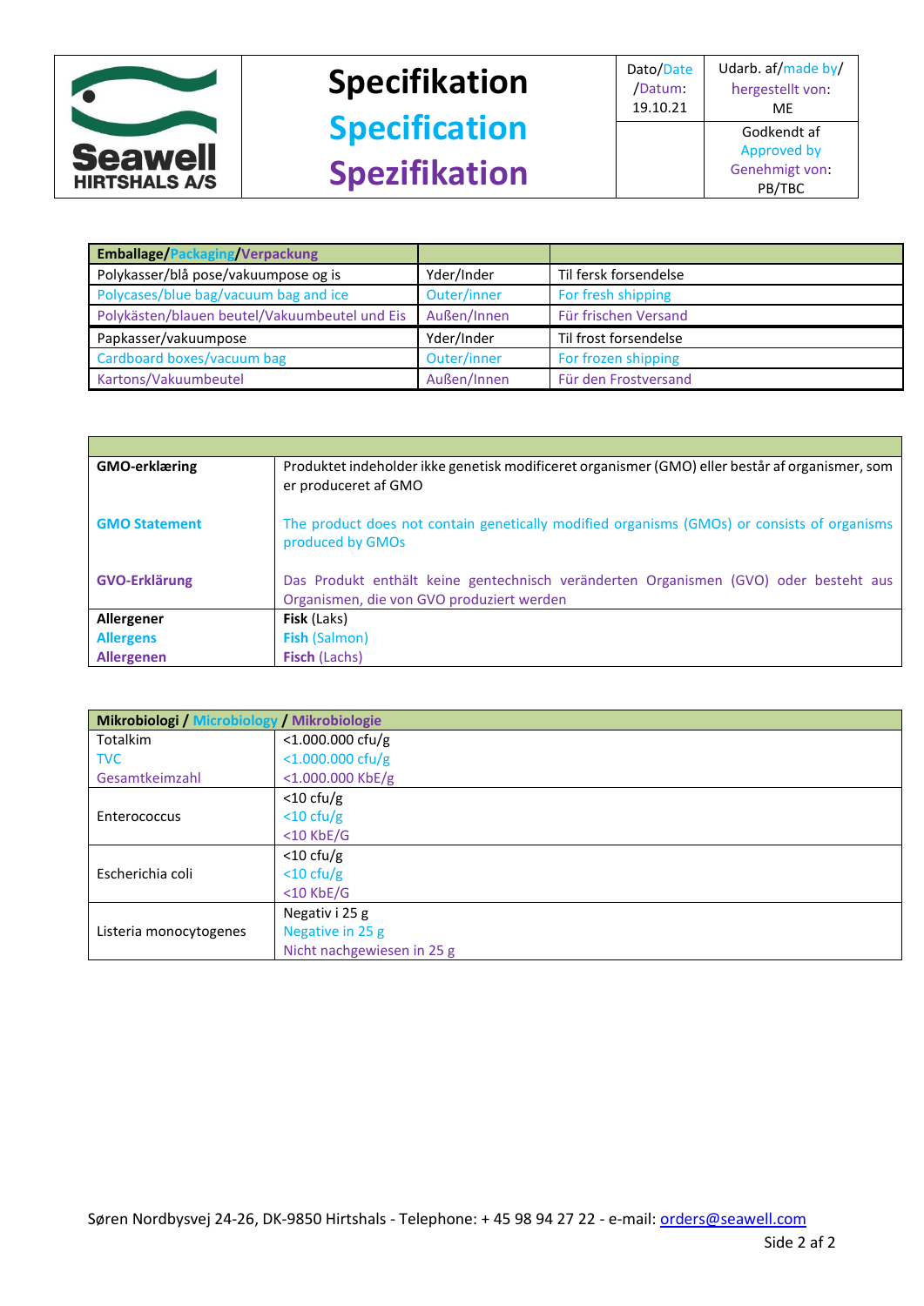| Seawell HIRTSHALS A/S | Specifikation<br>Specification<br>Spezifikation | Dato/Date/Datum: 19.10.21 | Udarb. af/made by/ hergestellt von: ME |
|---|---|---|---|
| | | | Godkendt af Approved by Genehmigt von: PB/TBC |

| Emballage/Packaging/Verpackung | | |
|---|---|---|
| Polykasser/blå pose/vakuumpose og is | Yder/Inder | Til fersk forsendelse |
| Polycases/blue bag/vacuum bag and ice | Outer/inner | For fresh shipping |
| Polykästen/blauen beutel/Vakuumbeutel und Eis | Außen/Innen | Für frischen Versand |
| Papkasser/vakuumpose | Yder/Inder | Til frost forsendelse |
| Cardboard boxes/vacuum bag | Outer/inner | For frozen shipping |
| Kartons/Vakuumbeutel | Außen/Innen | Für den Frostversand |

| | |
|---|---|
| **GMO-erklæring**<br><br>**GMO Statement**<br><br>**GVO-Erklärung** | Produktet indeholder ikke genetisk modificeret organismer (GMO) eller består af organismer, som er produceret af GMO<br><br>The product does not contain genetically modified organisms (GMOs) or consists of organisms produced by GMOs<br><br>Das Produkt enthält keine gentechnisch veränderten Organismen (GVO) oder besteht aus Organismen, die von GVO produziert werden |
| **Allergener**<br>**Allergens**<br>**Allergenen** | **Fisk** (Laks)<br>**Fish** (Salmon)<br>**Fisch** (Lachs) |

| Mikrobiologi / Microbiology / Mikrobiologie | |
|---|---|
| Totalkim<br>TVC<br>Gesamtkeimzahl | <1.000.000 cfu/g<br><1.000.000 cfu/g<br><1.000.000 KbE/g |
| Enterococcus | <10 cfu/g<br><10 cfu/g<br><10 KbE/G |
| Escherichia coli | <10 cfu/g<br><10 cfu/g<br><10 KbE/G |
| Listeria monocytogenes | Negativ i 25 g<br>Negative in 25 g<br>Nicht nachgewiesen in 25 g |

Søren Nordbysvej 24-26, DK-9850 Hirtshals - Telephone: + 45 98 94 27 22 - e-mail: orders@seawell.com